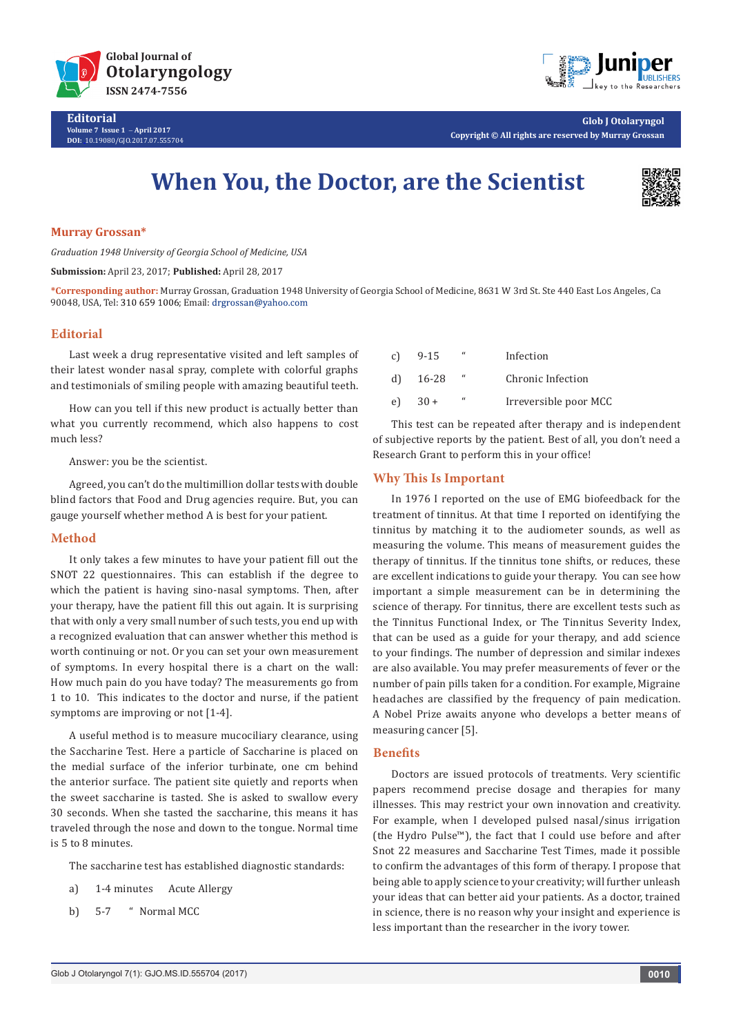Editorial

# When You, the Doctor, are the Scientist

**Murray Grossan***

*Graduation 1948 University of Georgia School of Medicine, USA*

**Submission:** April 23, 2017; **Published:** April 28, 2017

***Corresponding author:** Murray Grossan, Graduation 1948 University of Georgia School of Medicine, 8631 W 3rd St. Ste 440 East Los Angeles, Ca 90048, USA, Tel: 310 659 1006; Email: drgrossan@yahoo.com

## Editorial

Last week a drug representative visited and left samples of their latest wonder nasal spray, complete with colorful graphs and testimonials of smiling people with amazing beautiful teeth.

How can you tell if this new product is actually better than what you currently recommend, which also happens to cost much less?

Answer: you be the scientist.

Agreed, you can't do the multimillion dollar tests with double blind factors that Food and Drug agencies require. But, you can gauge yourself whether method A is best for your patient.

## Method

It only takes a few minutes to have your patient fill out the SNOT 22 questionnaires. This can establish if the degree to which the patient is having sino-nasal symptoms. Then, after your therapy, have the patient fill this out again. It is surprising that with only a very small number of such tests, you end up with a recognized evaluation that can answer whether this method is worth continuing or not. Or you can set your own measurement of symptoms. In every hospital there is a chart on the wall: How much pain do you have today? The measurements go from 1 to 10. This indicates to the doctor and nurse, if the patient symptoms are improving or not [1-4].

A useful method is to measure mucociliary clearance, using the Saccharine Test. Here a particle of Saccharine is placed on the medial surface of the inferior turbinate, one cm behind the anterior surface. The patient site quietly and reports when the sweet saccharine is tasted. She is asked to swallow every 30 seconds. When she tasted the saccharine, this means it has traveled through the nose and down to the tongue. Normal time is 5 to 8 minutes.

The saccharine test has established diagnostic standards:

a) 1-4 minutes Acute Allergy

b) 5-7 " Normal MCC

c) 9-15 " Infection

d) 16-28 " Chronic Infection

e) 30 + " Irreversible poor MCC

This test can be repeated after therapy and is independent of subjective reports by the patient. Best of all, you don't need a Research Grant to perform this in your office!

## Why This Is Important

In 1976 I reported on the use of EMG biofeedback for the treatment of tinnitus. At that time I reported on identifying the tinnitus by matching it to the audiometer sounds, as well as measuring the volume. This means of measurement guides the therapy of tinnitus. If the tinnitus tone shifts, or reduces, these are excellent indications to guide your therapy. You can see how important a simple measurement can be in determining the science of therapy. For tinnitus, there are excellent tests such as the Tinnitus Functional Index, or The Tinnitus Severity Index, that can be used as a guide for your therapy, and add science to your findings. The number of depression and similar indexes are also available. You may prefer measurements of fever or the number of pain pills taken for a condition. For example, Migraine headaches are classified by the frequency of pain medication. A Nobel Prize awaits anyone who develops a better means of measuring cancer [5].

## Benefits

Doctors are issued protocols of treatments. Very scientific papers recommend precise dosage and therapies for many illnesses. This may restrict your own innovation and creativity. For example, when I developed pulsed nasal/sinus irrigation (the Hydro Pulse™), the fact that I could use before and after Snot 22 measures and Saccharine Test Times, made it possible to confirm the advantages of this form of therapy. I propose that being able to apply science to your creativity; will further unleash your ideas that can better aid your patients. As a doctor, trained in science, there is no reason why your insight and experience is less important than the researcher in the ivory tower.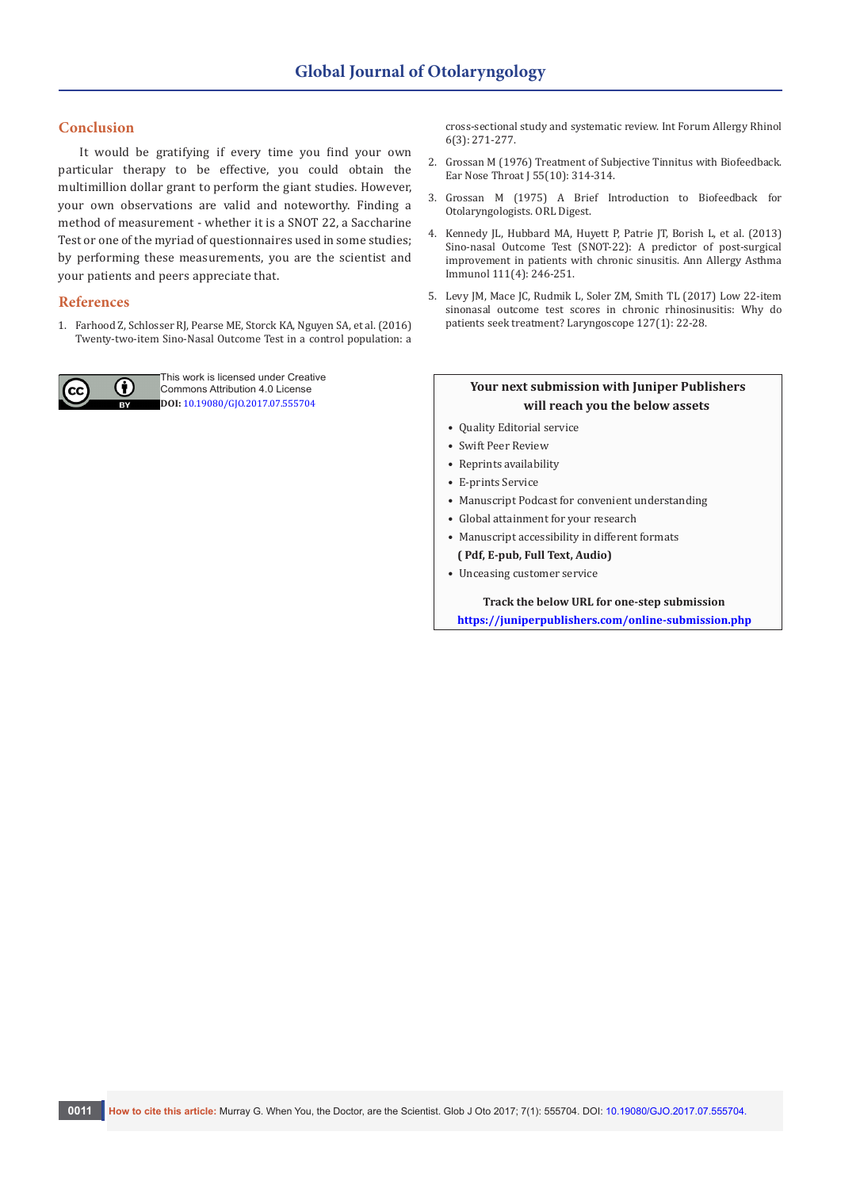## Conclusion

It would be gratifying if every time you find your own particular therapy to be effective, you could obtain the multimillion dollar grant to perform the giant studies. However, your own observations are valid and noteworthy. Finding a method of measurement - whether it is a SNOT 22, a Saccharine Test or one of the myriad of questionnaires used in some studies; by performing these measurements, you are the scientist and your patients and peers appreciate that.

## References

1. Farhood Z, Schlosser RJ, Pearse ME, Storck KA, Nguyen SA, et al. (2016) Twenty-two-item Sino-Nasal Outcome Test in a control population: a cross-sectional study and systematic review. Int Forum Allergy Rhinol 6(3): 271-277.
2. Grossan M (1976) Treatment of Subjective Tinnitus with Biofeedback. Ear Nose Throat J 55(10): 314-314.
3. Grossan M (1975) A Brief Introduction to Biofeedback for Otolaryngologists. ORL Digest.
4. Kennedy JL, Hubbard MA, Huyett P, Patrie JT, Borish L, et al. (2013) Sino-nasal Outcome Test (SNOT-22): A predictor of post-surgical improvement in patients with chronic sinusitis. Ann Allergy Asthma Immunol 111(4): 246-251.
5. Levy JM, Mace JC, Rudmik L, Soler ZM, Smith TL (2017) Low 22-item sinonasal outcome test scores in chronic rhinosinusitis: Why do patients seek treatment? Laryngoscope 127(1): 22-28.

This work is licensed under Creative Commons Attribution 4.0 License
**DOI:** 10.19080/GJO.2017.07.555704

**Your next submission with Juniper Publishers will reach you the below assets**

- Quality Editorial service
- Swift Peer Review
- Reprints availability
- E-prints Service
- Manuscript Podcast for convenient understanding
- Global attainment for your research
- Manuscript accessibility in different formats
  **( Pdf, E-pub, Full Text, Audio)**
- Unceasing customer service

**Track the below URL for one-step submission**
**https://juniperpublishers.com/online-submission.php**

**How to cite this article:** Murray G. When You, the Doctor, are the Scientist. Glob J Oto 2017; 7(1): 555704. DOI: 10.19080/GJO.2017.07.555704.